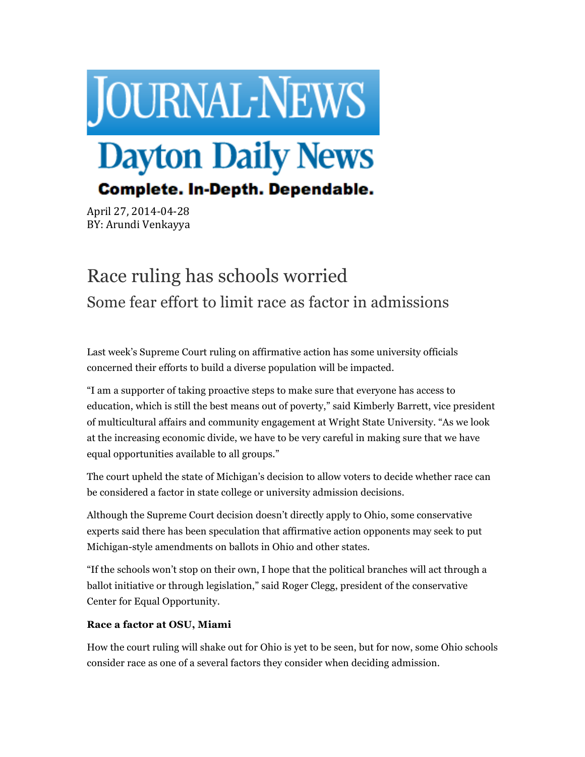# JOURNAL-NEWS

# Dayton Daily News

**Complete. In-Depth. Dependable.**

April 27, 2014-04-28
BY: Arundi Venkayya

## Race ruling has schools worried

### Some fear effort to limit race as factor in admissions

Last week's Supreme Court ruling on affirmative action has some university officials concerned their efforts to build a diverse population will be impacted.

"I am a supporter of taking proactive steps to make sure that everyone has access to education, which is still the best means out of poverty," said Kimberly Barrett, vice president of multicultural affairs and community engagement at Wright State University. "As we look at the increasing economic divide, we have to be very careful in making sure that we have equal opportunities available to all groups."

The court upheld the state of Michigan's decision to allow voters to decide whether race can be considered a factor in state college or university admission decisions.

Although the Supreme Court decision doesn't directly apply to Ohio, some conservative experts said there has been speculation that affirmative action opponents may seek to put Michigan-style amendments on ballots in Ohio and other states.

"If the schools won't stop on their own, I hope that the political branches will act through a ballot initiative or through legislation," said Roger Clegg, president of the conservative Center for Equal Opportunity.

**Race a factor at OSU, Miami**

How the court ruling will shake out for Ohio is yet to be seen, but for now, some Ohio schools consider race as one of a several factors they consider when deciding admission.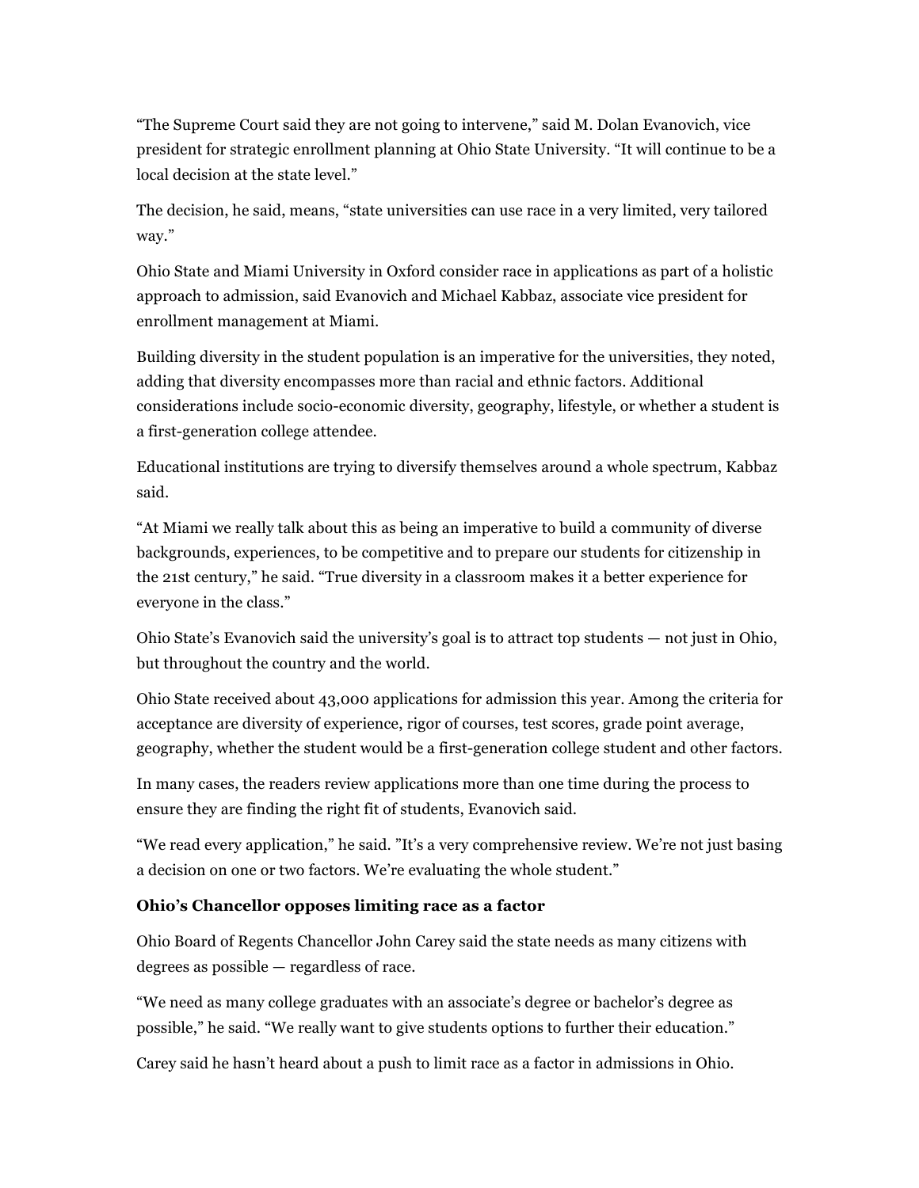"The Supreme Court said they are not going to intervene," said M. Dolan Evanovich, vice president for strategic enrollment planning at Ohio State University. "It will continue to be a local decision at the state level."

The decision, he said, means, "state universities can use race in a very limited, very tailored way."

Ohio State and Miami University in Oxford consider race in applications as part of a holistic approach to admission, said Evanovich and Michael Kabbaz, associate vice president for enrollment management at Miami.

Building diversity in the student population is an imperative for the universities, they noted, adding that diversity encompasses more than racial and ethnic factors. Additional considerations include socio-economic diversity, geography, lifestyle, or whether a student is a first-generation college attendee.

Educational institutions are trying to diversify themselves around a whole spectrum, Kabbaz said.

"At Miami we really talk about this as being an imperative to build a community of diverse backgrounds, experiences, to be competitive and to prepare our students for citizenship in the 21st century," he said. "True diversity in a classroom makes it a better experience for everyone in the class."

Ohio State's Evanovich said the university's goal is to attract top students — not just in Ohio, but throughout the country and the world.

Ohio State received about 43,000 applications for admission this year. Among the criteria for acceptance are diversity of experience, rigor of courses, test scores, grade point average, geography, whether the student would be a first-generation college student and other factors.

In many cases, the readers review applications more than one time during the process to ensure they are finding the right fit of students, Evanovich said.

"We read every application," he said. "It's a very comprehensive review. We're not just basing a decision on one or two factors. We're evaluating the whole student."

**Ohio's Chancellor opposes limiting race as a factor**

Ohio Board of Regents Chancellor John Carey said the state needs as many citizens with degrees as possible — regardless of race.

"We need as many college graduates with an associate's degree or bachelor's degree as possible," he said. "We really want to give students options to further their education."

Carey said he hasn't heard about a push to limit race as a factor in admissions in Ohio.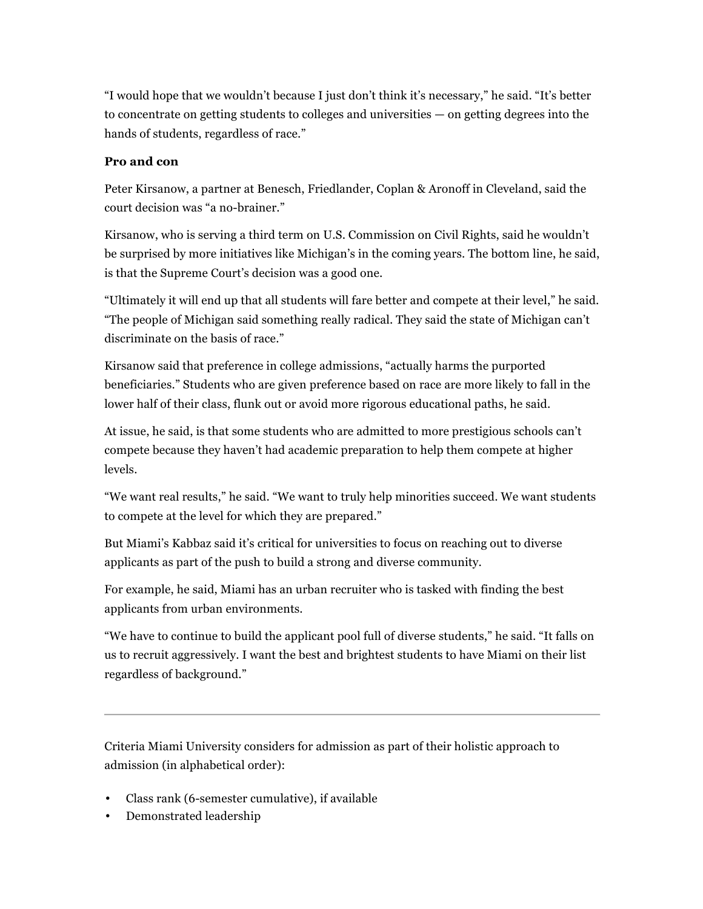"I would hope that we wouldn't because I just don't think it's necessary," he said. "It's better to concentrate on getting students to colleges and universities — on getting degrees into the hands of students, regardless of race."

**Pro and con**

Peter Kirsanow, a partner at Benesch, Friedlander, Coplan & Aronoff in Cleveland, said the court decision was "a no-brainer."

Kirsanow, who is serving a third term on U.S. Commission on Civil Rights, said he wouldn't be surprised by more initiatives like Michigan's in the coming years. The bottom line, he said, is that the Supreme Court's decision was a good one.

"Ultimately it will end up that all students will fare better and compete at their level," he said. "The people of Michigan said something really radical. They said the state of Michigan can't discriminate on the basis of race."

Kirsanow said that preference in college admissions, "actually harms the purported beneficiaries." Students who are given preference based on race are more likely to fall in the lower half of their class, flunk out or avoid more rigorous educational paths, he said.

At issue, he said, is that some students who are admitted to more prestigious schools can't compete because they haven't had academic preparation to help them compete at higher levels.

"We want real results," he said. "We want to truly help minorities succeed. We want students to compete at the level for which they are prepared."

But Miami's Kabbaz said it's critical for universities to focus on reaching out to diverse applicants as part of the push to build a strong and diverse community.

For example, he said, Miami has an urban recruiter who is tasked with finding the best applicants from urban environments.

"We have to continue to build the applicant pool full of diverse students," he said. "It falls on us to recruit aggressively. I want the best and brightest students to have Miami on their list regardless of background."

---

Criteria Miami University considers for admission as part of their holistic approach to admission (in alphabetical order):

- Class rank (6-semester cumulative), if available
- Demonstrated leadership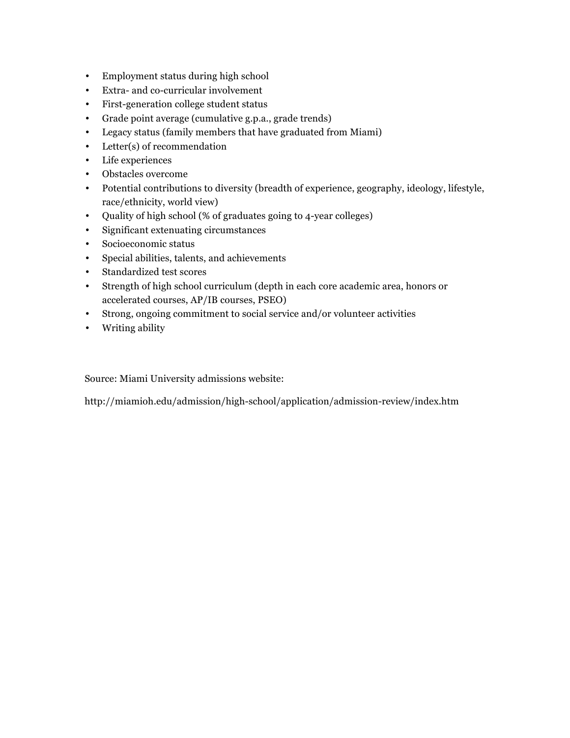- Employment status during high school
- Extra- and co-curricular involvement
- First-generation college student status
- Grade point average (cumulative g.p.a., grade trends)
- Legacy status (family members that have graduated from Miami)
- Letter(s) of recommendation
- Life experiences
- Obstacles overcome
- Potential contributions to diversity (breadth of experience, geography, ideology, lifestyle, race/ethnicity, world view)
- Quality of high school (% of graduates going to 4-year colleges)
- Significant extenuating circumstances
- Socioeconomic status
- Special abilities, talents, and achievements
- Standardized test scores
- Strength of high school curriculum (depth in each core academic area, honors or accelerated courses, AP/IB courses, PSEO)
- Strong, ongoing commitment to social service and/or volunteer activities
- Writing ability

Source: Miami University admissions website:

http://miamioh.edu/admission/high-school/application/admission-review/index.htm